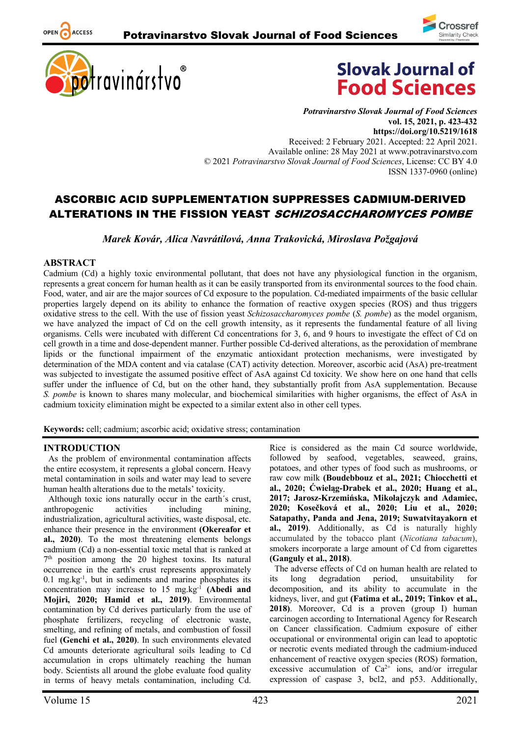Potravinarstvo Slovak Journal of Food Sciences
vol. 15, 2021, p. 423-432
https://doi.org/10.5219/1618
Received: 2 February 2021. Accepted: 22 April 2021.
Available online: 28 May 2021 at www.potravinarstvo.com
© 2021 *Potravinarstvo Slovak Journal of Food Sciences*, License: CC BY 4.0
ISSN 1337-0960 (online)

# ASCORBIC ACID SUPPLEMENTATION SUPPRESSES CADMIUM-DERIVED ALTERATIONS IN THE FISSION YEAST *SCHIZOSACCHAROMYCES POMBE*

*Marek Kovár, Alica Navrátilová, Anna Trakovická, Miroslava Požgajová*

## ABSTRACT

Cadmium (Cd) a highly toxic environmental pollutant, that does not have any physiological function in the organism, represents a great concern for human health as it can be easily transported from its environmental sources to the food chain. Food, water, and air are the major sources of Cd exposure to the population. Cd-mediated impairments of the basic cellular properties largely depend on its ability to enhance the formation of reactive oxygen species (ROS) and thus triggers oxidative stress to the cell. With the use of fission yeast *Schizosaccharomyces pombe* (*S. pombe*) as the model organism, we have analyzed the impact of Cd on the cell growth intensity, as it represents the fundamental feature of all living organisms. Cells were incubated with different Cd concentrations for 3, 6, and 9 hours to investigate the effect of Cd on cell growth in a time and dose-dependent manner. Further possible Cd-derived alterations, as the peroxidation of membrane lipids or the functional impairment of the enzymatic antioxidant protection mechanisms, were investigated by determination of the MDA content and via catalase (CAT) activity detection. Moreover, ascorbic acid (AsA) pre-treatment was subjected to investigate the assumed positive effect of AsA against Cd toxicity. We show here on one hand that cells suffer under the influence of Cd, but on the other hand, they substantially profit from AsA supplementation. Because *S. pombe* is known to shares many molecular, and biochemical similarities with higher organisms, the effect of AsA in cadmium toxicity elimination might be expected to a similar extent also in other cell types.

**Keywords:** cell; cadmium; ascorbic acid; oxidative stress; contamination

## INTRODUCTION

As the problem of environmental contamination affects the entire ecosystem, it represents a global concern. Heavy metal contamination in soils and water may lead to severe human health alterations due to the metals' toxicity.

Although toxic ions naturally occur in the earth´s crust, anthropogenic activities including mining, industrialization, agricultural activities, waste disposal, etc. enhance their presence in the environment **(Okereafor et al., 2020)**. To the most threatening elements belongs cadmium (Cd) a non-essential toxic metal that is ranked at 7$^{th}$ position among the 20 highest toxins. Its natural occurrence in the earth's crust represents approximately 0.1 mg.kg$^{-1}$, but in sediments and marine phosphates its concentration may increase to 15 mg.kg$^{-1}$ **(Abedi and Mojiri, 2020; Hamid et al., 2019)**. Environmental contamination by Cd derives particularly from the use of phosphate fertilizers, recycling of electronic waste, smelting, and refining of metals, and combustion of fossil fuel **(Genchi et al., 2020)**. In such environments elevated Cd amounts deteriorate agricultural soils leading to Cd accumulation in crops ultimately reaching the human body. Scientists all around the globe evaluate food quality in terms of heavy metals contamination, including Cd. Rice is considered as the main Cd source worldwide, followed by seafood, vegetables, seaweed, grains, potatoes, and other types of food such as mushrooms, or raw cow milk **(Boudebbouz et al., 2021; Chiocchetti et al., 2020; Ćwieląg-Drabek et al., 2020; Huang et al., 2017; Jarosz-Krzemińska, Mikołajczyk and Adamiec, 2020; Kosečková et al., 2020; Liu et al., 2020; Satapathy, Panda and Jena, 2019; Suwatvitayakorn et al., 2019)**. Additionally, as Cd is naturally highly accumulated by the tobacco plant (*Nicotiana tabacum*), smokers incorporate a large amount of Cd from cigarettes **(Ganguly et al., 2018)**.

The adverse effects of Cd on human health are related to its long degradation period, unsuitability for decomposition, and its ability to accumulate in the kidneys, liver, and gut **(Fatima et al., 2019; Tinkov et al., 2018)**. Moreover, Cd is a proven (group I) human carcinogen according to International Agency for Research on Cancer classification. Cadmium exposure of either occupational or environmental origin can lead to apoptotic or necrotic events mediated through the cadmium-induced enhancement of reactive oxygen species (ROS) formation, excessive accumulation of $Ca^{2+}$ ions, and/or irregular expression of caspase 3, bcl2, and p53. Additionally,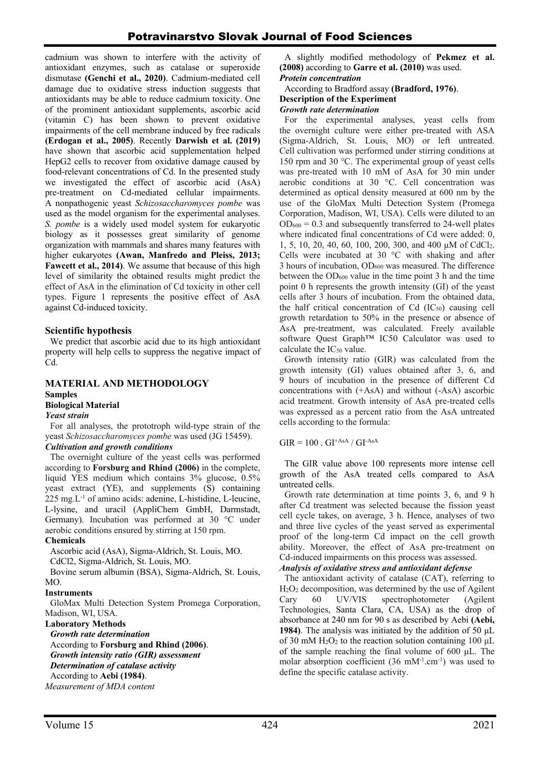cadmium was shown to interfere with the activity of antioxidant enzymes, such as catalase or superoxide dismutase **(Genchi et al., 2020)**. Cadmium-mediated cell damage due to oxidative stress induction suggests that antioxidants may be able to reduce cadmium toxicity. One of the prominent antioxidant supplements, ascorbic acid (vitamin C) has been shown to prevent oxidative impairments of the cell membrane induced by free radicals **(Erdogan et al., 2005)**. Recently **Darwish et al. (2019)** have shown that ascorbic acid supplementation helped HepG2 cells to recover from oxidative damage caused by food-relevant concentrations of Cd. In the presented study we investigated the effect of ascorbic acid (AsA) pre-treatment on Cd-mediated cellular impairments. A nonpathogenic yeast *Schizosaccharomyces pombe* was used as the model organism for the experimental analyses. *S. pombe* is a widely used model system for eukaryotic biology as it possesses great similarity of genome organization with mammals and shares many features with higher eukaryotes **(Awan, Manfredo and Pleiss, 2013; Fawcett et al., 2014)**. We assume that because of this high level of similarity the obtained results might predict the effect of AsA in the elimination of Cd toxicity in other cell types. Figure 1 represents the positive effect of AsA against Cd-induced toxicity.

## Scientific hypothesis

We predict that ascorbic acid due to its high antioxidant property will help cells to suppress the negative impact of Cd.

## MATERIAL AND METHODOLOGY

### Samples

#### Biological Material

*Yeast strain*

For all analyses, the prototroph wild-type strain of the yeast *Schizosaccharomyces pombe* was used (JG 15459).

*Cultivation and growth conditions*

The overnight culture of the yeast cells was performed according to **Forsburg and Rhind (2006)** in the complete, liquid YES medium which contains 3% glucose, 0.5% yeast extract (YE), and supplements (S) containing 225 mg.L$^{-1}$ of amino acids: adenine, L-histidine, L-leucine, L-lysine, and uracil (AppliChem GmbH, Darmstadt, Germany). Incubation was performed at 30 °C under aerobic conditions ensured by stirring at 150 rpm.

### Chemicals

Ascorbic acid (AsA), Sigma-Aldrich, St. Louis, MO.

CdCl2, Sigma-Aldrich, St. Louis, MO.

Bovine serum albumin (BSA), Sigma-Aldrich, St. Louis, MO.

### Instruments

GloMax Multi Detection System Promega Corporation, Madison, WI, USA.

### Laboratory Methods

*Growth rate determination*

According to **Forsburg and Rhind (2006)**.

*Growth intensity ratio (GIR) assessment*

*Determination of catalase activity*

According to **Aebi (1984)**.

*Measurement of MDA content*

A slightly modified methodology of **Pekmez et al. (2008)** according to **Garre et al. (2010)** was used.

*Protein concentration*

According to Bradford assay **(Bradford, 1976)**.

### Description of the Experiment

*Growth rate determination*

For the experimental analyses, yeast cells from the overnight culture were either pre-treated with ASA (Sigma-Aldrich, St. Louis, MO) or left untreated. Cell cultivation was performed under stirring conditions at 150 rpm and 30 °C. The experimental group of yeast cells was pre-treated with 10 mM of AsA for 30 min under aerobic conditions at 30 °C. Cell concentration was determined as optical density measured at 600 nm by the use of the GloMax Multi Detection System (Promega Corporation, Madison, WI, USA). Cells were diluted to an $OD_{600} = 0.3$ and subsequently transferred to 24-well plates where indicated final concentrations of Cd were added: 0, 1, 5, 10, 20, 40, 60, 100, 200, 300, and 400 µM of $CdCl_2$. Cells were incubated at 30 °C with shaking and after 3 hours of incubation, $OD_{600}$ was measured. The difference between the $OD_{600}$ value in the time point 3 h and the time point 0 h represents the growth intensity (GI) of the yeast cells after 3 hours of incubation. From the obtained data, the half critical concentration of Cd ($IC_{50}$) causing cell growth retardation to 50% in the presence or absence of AsA pre-treatment, was calculated. Freely available software Quest Graph™ IC50 Calculator was used to calculate the $IC_{50}$ value.

Growth intensity ratio (GIR) was calculated from the growth intensity (GI) values obtained after 3, 6, and 9 hours of incubation in the presence of different Cd concentrations with (+AsA) and without (-AsA) ascorbic acid treatment. Growth intensity of AsA pre-treated cells was expressed as a percent ratio from the AsA untreated cells according to the formula:

$$GIR = 100 \, . \, GI^{+AsA} / GI^{-AsA}$$

The GIR value above 100 represents more intense cell growth of the AsA treated cells compared to AsA untreated cells.

Growth rate determination at time points 3, 6, and 9 h after Cd treatment was selected because the fission yeast cell cycle takes, on average, 3 h. Hence, analyses of two and three live cycles of the yeast served as experimental proof of the long-term Cd impact on the cell growth ability. Moreover, the effect of AsA pre-treatment on Cd-induced impairments on this process was assessed.

*Analysis of oxidative stress and antioxidant defense*

The antioxidant activity of catalase (CAT), referring to $H_2O_2$ decomposition, was determined by the use of Agilent Cary 60 UV/VIS spectrophotometer (Agilent Technologies, Santa Clara, CA, USA) as the drop of absorbance at 240 nm for 90 s as described by Aebi **(Aebi, 1984)**. The analysis was initiated by the addition of 50 µL of 30 mM $H_2O_2$ to the reaction solution containing 100 µL of the sample reaching the final volume of 600 µL. The molar absorption coefficient (36 mM$^{-1}$.cm$^{-1}$) was used to define the specific catalase activity.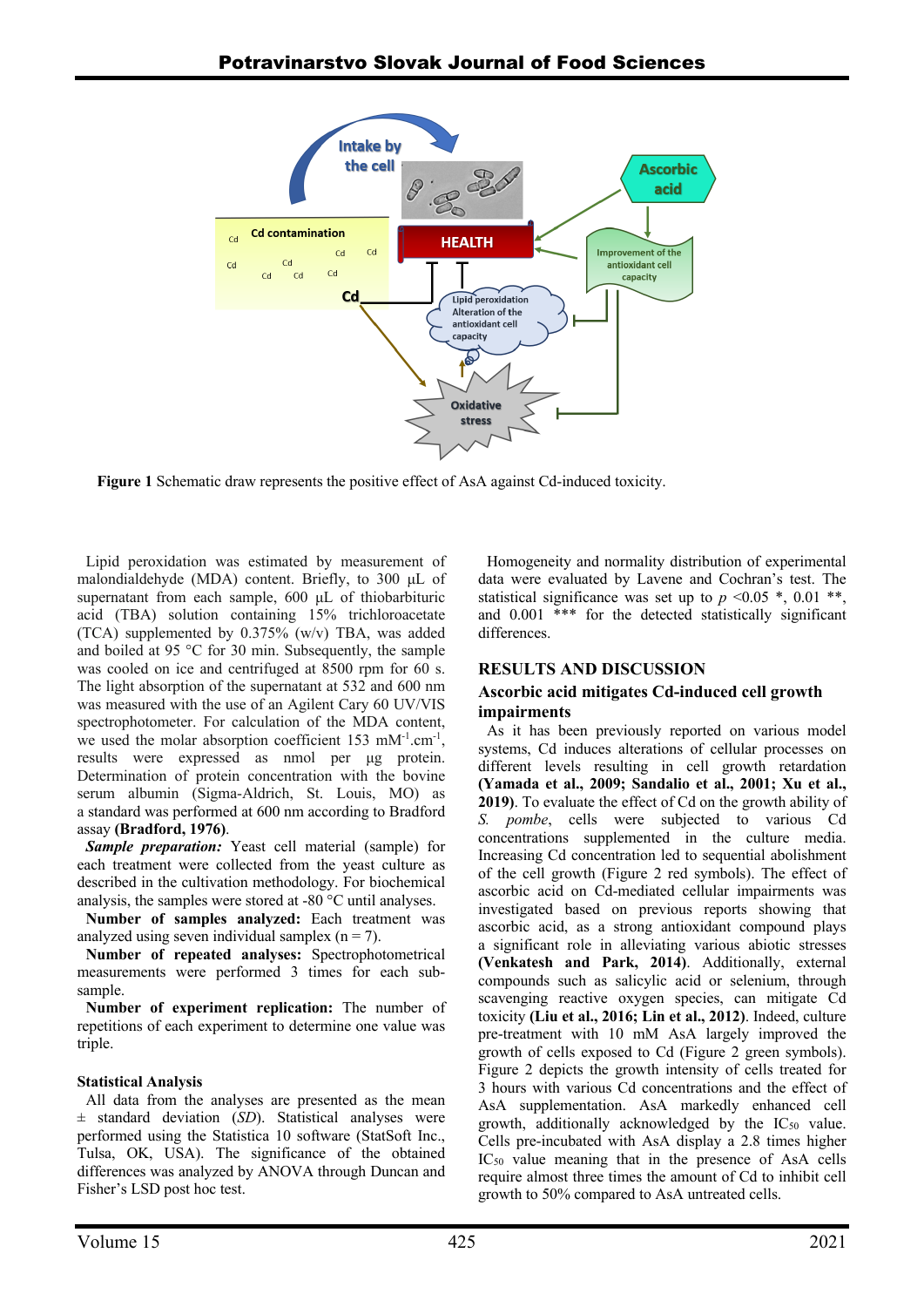**Figure 1** Schematic draw represents the positive effect of AsA against Cd-induced toxicity.

Lipid peroxidation was estimated by measurement of malondialdehyde (MDA) content. Briefly, to 300 µL of supernatant from each sample, 600 µL of thiobarbituric acid (TBA) solution containing 15% trichloroacetate (TCA) supplemented by 0.375% (w/v) TBA, was added and boiled at 95 °C for 30 min. Subsequently, the sample was cooled on ice and centrifuged at 8500 rpm for 60 s. The light absorption of the supernatant at 532 and 600 nm was measured with the use of an Agilent Cary 60 UV/VIS spectrophotometer. For calculation of the MDA content, we used the molar absorption coefficient 153 $mM^{-1}.cm^{-1}$, results were expressed as nmol per µg protein. Determination of protein concentration with the bovine serum albumin (Sigma-Aldrich, St. Louis, MO) as a standard was performed at 600 nm according to Bradford assay **(Bradford, 1976)**.

***Sample preparation:*** Yeast cell material (sample) for each treatment were collected from the yeast culture as described in the cultivation methodology. For biochemical analysis, the samples were stored at -80 °C until analyses.

**Number of samples analyzed:** Each treatment was analyzed using seven individual samplex (n = 7).

**Number of repeated analyses:** Spectrophotometrical measurements were performed 3 times for each sub-sample.

**Number of experiment replication:** The number of repetitions of each experiment to determine one value was triple.

### Statistical Analysis

All data from the analyses are presented as the mean ± standard deviation (*SD*). Statistical analyses were performed using the Statistica 10 software (StatSoft Inc., Tulsa, OK, USA). The significance of the obtained differences was analyzed by ANOVA through Duncan and Fisher's LSD post hoc test.

Homogeneity and normality distribution of experimental data were evaluated by Lavene and Cochran's test. The statistical significance was set up to $p$ <0.05 *, 0.01 **, and 0.001 *** for the detected statistically significant differences.

## RESULTS AND DISCUSSION

### Ascorbic acid mitigates Cd-induced cell growth impairments

As it has been previously reported on various model systems, Cd induces alterations of cellular processes on different levels resulting in cell growth retardation **(Yamada et al., 2009; Sandalio et al., 2001; Xu et al., 2019)**. To evaluate the effect of Cd on the growth ability of *S. pombe*, cells were subjected to various Cd concentrations supplemented in the culture media. Increasing Cd concentration led to sequential abolishment of the cell growth (Figure 2 red symbols). The effect of ascorbic acid on Cd-mediated cellular impairments was investigated based on previous reports showing that ascorbic acid, as a strong antioxidant compound plays a significant role in alleviating various abiotic stresses **(Venkatesh and Park, 2014)**. Additionally, external compounds such as salicylic acid or selenium, through scavenging reactive oxygen species, can mitigate Cd toxicity **(Liu et al., 2016; Lin et al., 2012)**. Indeed, culture pre-treatment with 10 mM AsA largely improved the growth of cells exposed to Cd (Figure 2 green symbols). Figure 2 depicts the growth intensity of cells treated for 3 hours with various Cd concentrations and the effect of AsA supplementation. AsA markedly enhanced cell growth, additionally acknowledged by the $IC_{50}$ value. Cells pre-incubated with AsA display a 2.8 times higher $IC_{50}$ value meaning that in the presence of AsA cells require almost three times the amount of Cd to inhibit cell growth to 50% compared to AsA untreated cells.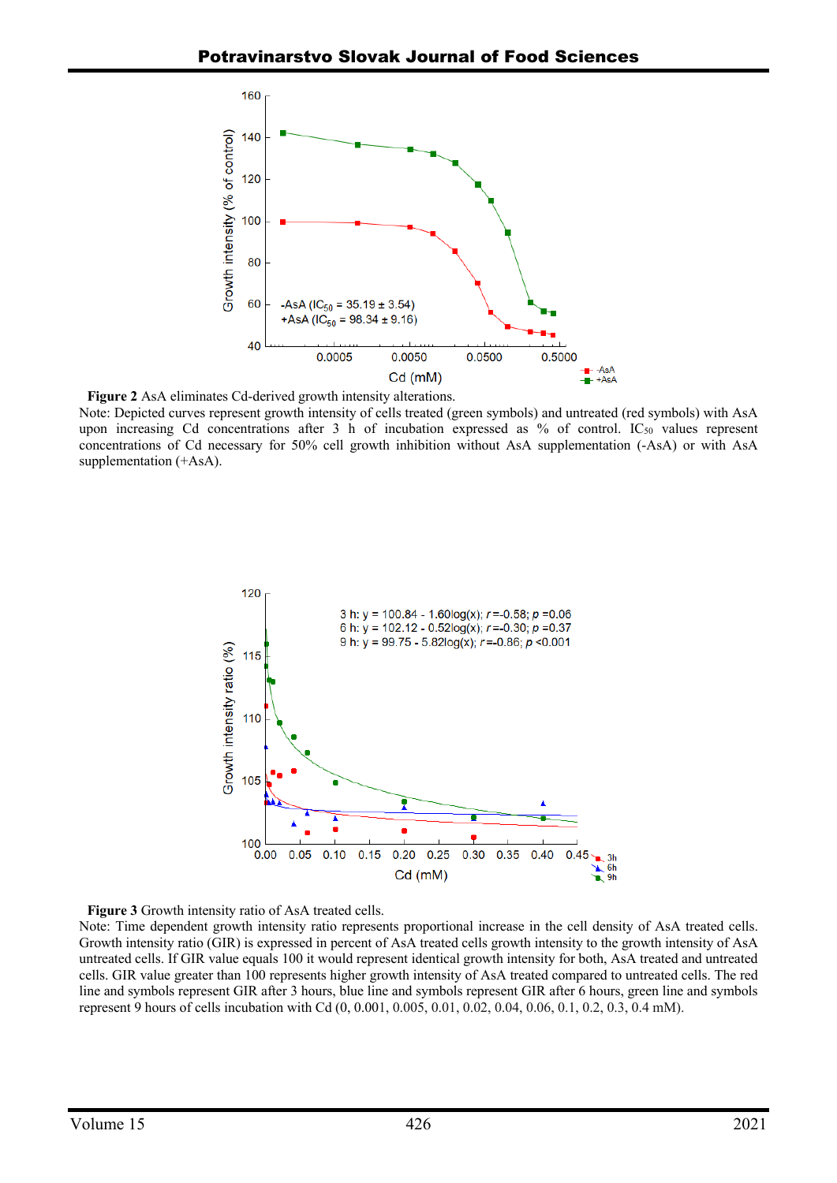**Figure 2** AsA eliminates Cd-derived growth intensity alterations.

Note: Depicted curves represent growth intensity of cells treated (green symbols) and untreated (red symbols) with AsA upon increasing Cd concentrations after 3 h of incubation expressed as % of control. $IC_{50}$ values represent concentrations of Cd necessary for 50% cell growth inhibition without AsA supplementation (-AsA) or with AsA supplementation (+AsA).

**Figure 3** Growth intensity ratio of AsA treated cells.

Note: Time dependent growth intensity ratio represents proportional increase in the cell density of AsA treated cells. Growth intensity ratio (GIR) is expressed in percent of AsA treated cells growth intensity to the growth intensity of AsA untreated cells. If GIR value equals 100 it would represent identical growth intensity for both, AsA treated and untreated cells. GIR value greater than 100 represents higher growth intensity of AsA treated compared to untreated cells. The red line and symbols represent GIR after 3 hours, blue line and symbols represent GIR after 6 hours, green line and symbols represent 9 hours of cells incubation with Cd (0, 0.001, 0.005, 0.01, 0.02, 0.04, 0.06, 0.1, 0.2, 0.3, 0.4 mM).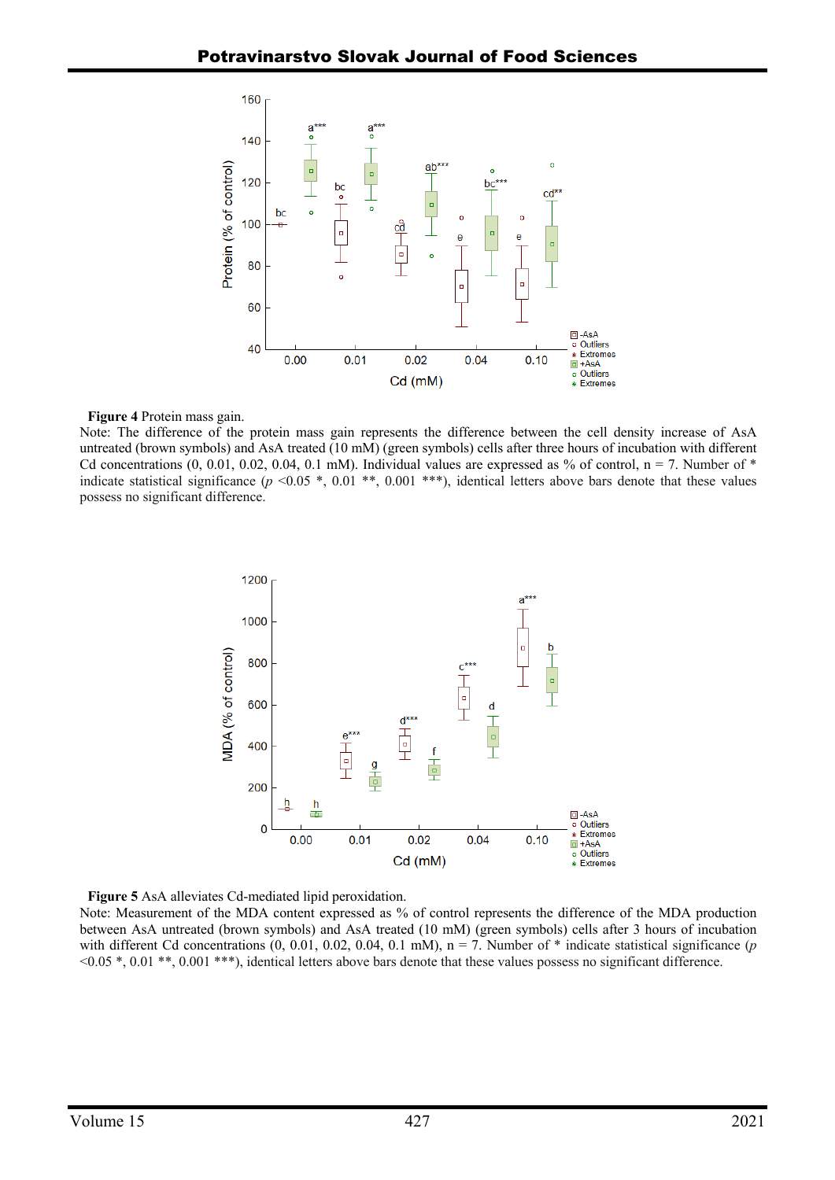**Figure 4** Protein mass gain.

Note: The difference of the protein mass gain represents the difference between the cell density increase of AsA untreated (brown symbols) and AsA treated (10 mM) (green symbols) cells after three hours of incubation with different Cd concentrations (0, 0.01, 0.02, 0.04, 0.1 mM). Individual values are expressed as % of control, n = 7. Number of * indicate statistical significance ($p$ <0.05 *, 0.01 **, 0.001 ***), identical letters above bars denote that these values possess no significant difference.

**Figure 5** AsA alleviates Cd-mediated lipid peroxidation.

Note: Measurement of the MDA content expressed as % of control represents the difference of the MDA production between AsA untreated (brown symbols) and AsA treated (10 mM) (green symbols) cells after 3 hours of incubation with different Cd concentrations (0, 0.01, 0.02, 0.04, 0.1 mM), n = 7. Number of * indicate statistical significance ($p$ <0.05 *, 0.01 **, 0.001 ***), identical letters above bars denote that these values possess no significant difference.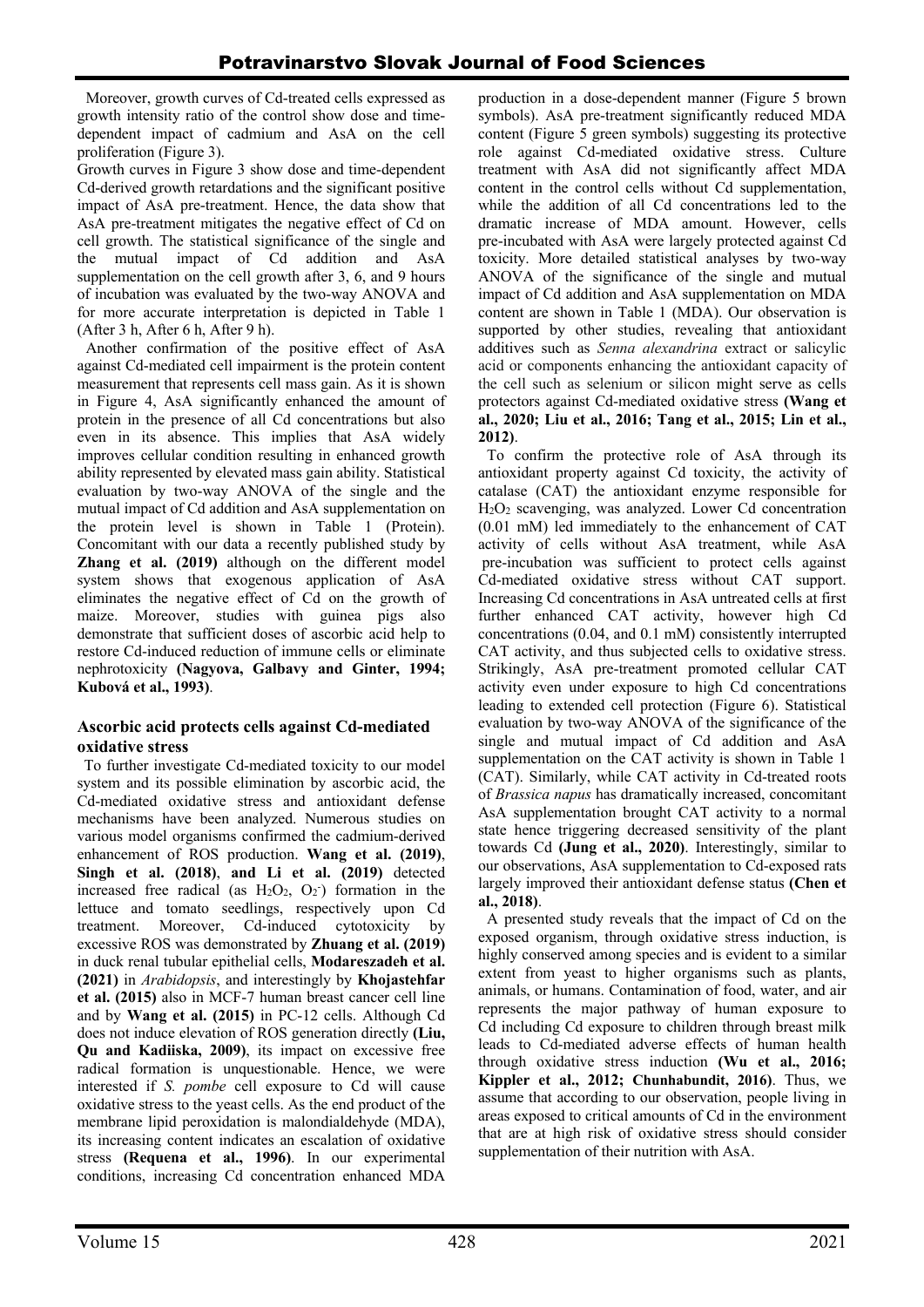Moreover, growth curves of Cd-treated cells expressed as growth intensity ratio of the control show dose and time-dependent impact of cadmium and AsA on the cell proliferation (Figure 3).

Growth curves in Figure 3 show dose and time-dependent Cd-derived growth retardations and the significant positive impact of AsA pre-treatment. Hence, the data show that AsA pre-treatment mitigates the negative effect of Cd on cell growth. The statistical significance of the single and the mutual impact of Cd addition and AsA supplementation on the cell growth after 3, 6, and 9 hours of incubation was evaluated by the two-way ANOVA and for more accurate interpretation is depicted in Table 1 (After 3 h, After 6 h, After 9 h).

Another confirmation of the positive effect of AsA against Cd-mediated cell impairment is the protein content measurement that represents cell mass gain. As it is shown in Figure 4, AsA significantly enhanced the amount of protein in the presence of all Cd concentrations but also even in its absence. This implies that AsA widely improves cellular condition resulting in enhanced growth ability represented by elevated mass gain ability. Statistical evaluation by two-way ANOVA of the single and the mutual impact of Cd addition and AsA supplementation on the protein level is shown in Table 1 (Protein). Concomitant with our data a recently published study by **Zhang et al. (2019)** although on the different model system shows that exogenous application of AsA eliminates the negative effect of Cd on the growth of maize. Moreover, studies with guinea pigs also demonstrate that sufficient doses of ascorbic acid help to restore Cd-induced reduction of immune cells or eliminate nephrotoxicity **(Nagyova, Galbavy and Ginter, 1994; Kubová et al., 1993)**.

### Ascorbic acid protects cells against Cd-mediated oxidative stress

To further investigate Cd-mediated toxicity to our model system and its possible elimination by ascorbic acid, the Cd-mediated oxidative stress and antioxidant defense mechanisms have been analyzed. Numerous studies on various model organisms confirmed the cadmium-derived enhancement of ROS production. **Wang et al. (2019)**, **Singh et al. (2018)**, **and Li et al. (2019)** detected increased free radical (as $H_2O_2$, $O_2^-$) formation in the lettuce and tomato seedlings, respectively upon Cd treatment. Moreover, Cd-induced cytotoxicity by excessive ROS was demonstrated by **Zhuang et al. (2019)** in duck renal tubular epithelial cells, **Modareszadeh et al. (2021)** in *Arabidopsis*, and interestingly by **Khojastehfar et al. (2015)** also in MCF-7 human breast cancer cell line and by **Wang et al. (2015)** in PC-12 cells. Although Cd does not induce elevation of ROS generation directly **(Liu, Qu and Kadiiska, 2009)**, its impact on excessive free radical formation is unquestionable. Hence, we were interested if *S. pombe* cell exposure to Cd will cause oxidative stress to the yeast cells. As the end product of the membrane lipid peroxidation is malondialdehyde (MDA), its increasing content indicates an escalation of oxidative stress **(Requena et al., 1996)**. In our experimental conditions, increasing Cd concentration enhanced MDA production in a dose-dependent manner (Figure 5 brown symbols). AsA pre-treatment significantly reduced MDA content (Figure 5 green symbols) suggesting its protective role against Cd-mediated oxidative stress. Culture treatment with AsA did not significantly affect MDA content in the control cells without Cd supplementation, while the addition of all Cd concentrations led to the dramatic increase of MDA amount. However, cells pre-incubated with AsA were largely protected against Cd toxicity. More detailed statistical analyses by two-way ANOVA of the significance of the single and mutual impact of Cd addition and AsA supplementation on MDA content are shown in Table 1 (MDA). Our observation is supported by other studies, revealing that antioxidant additives such as *Senna alexandrina* extract or salicylic acid or components enhancing the antioxidant capacity of the cell such as selenium or silicon might serve as cells protectors against Cd-mediated oxidative stress **(Wang et al., 2020; Liu et al., 2016; Tang et al., 2015; Lin et al., 2012)**.

To confirm the protective role of AsA through its antioxidant property against Cd toxicity, the activity of catalase (CAT) the antioxidant enzyme responsible for $H_2O_2$ scavenging, was analyzed. Lower Cd concentration (0.01 mM) led immediately to the enhancement of CAT activity of cells without AsA treatment, while AsA pre-incubation was sufficient to protect cells against Cd-mediated oxidative stress without CAT support. Increasing Cd concentrations in AsA untreated cells at first further enhanced CAT activity, however high Cd concentrations (0.04, and 0.1 mM) consistently interrupted CAT activity, and thus subjected cells to oxidative stress. Strikingly, AsA pre-treatment promoted cellular CAT activity even under exposure to high Cd concentrations leading to extended cell protection (Figure 6). Statistical evaluation by two-way ANOVA of the significance of the single and mutual impact of Cd addition and AsA supplementation on the CAT activity is shown in Table 1 (CAT). Similarly, while CAT activity in Cd-treated roots of *Brassica napus* has dramatically increased, concomitant AsA supplementation brought CAT activity to a normal state hence triggering decreased sensitivity of the plant towards Cd **(Jung et al., 2020)**. Interestingly, similar to our observations, AsA supplementation to Cd-exposed rats largely improved their antioxidant defense status **(Chen et al., 2018)**.

A presented study reveals that the impact of Cd on the exposed organism, through oxidative stress induction, is highly conserved among species and is evident to a similar extent from yeast to higher organisms such as plants, animals, or humans. Contamination of food, water, and air represents the major pathway of human exposure to Cd including Cd exposure to children through breast milk leads to Cd-mediated adverse effects of human health through oxidative stress induction **(Wu et al., 2016; Kippler et al., 2012; Chunhabundit, 2016)**. Thus, we assume that according to our observation, people living in areas exposed to critical amounts of Cd in the environment that are at high risk of oxidative stress should consider supplementation of their nutrition with AsA.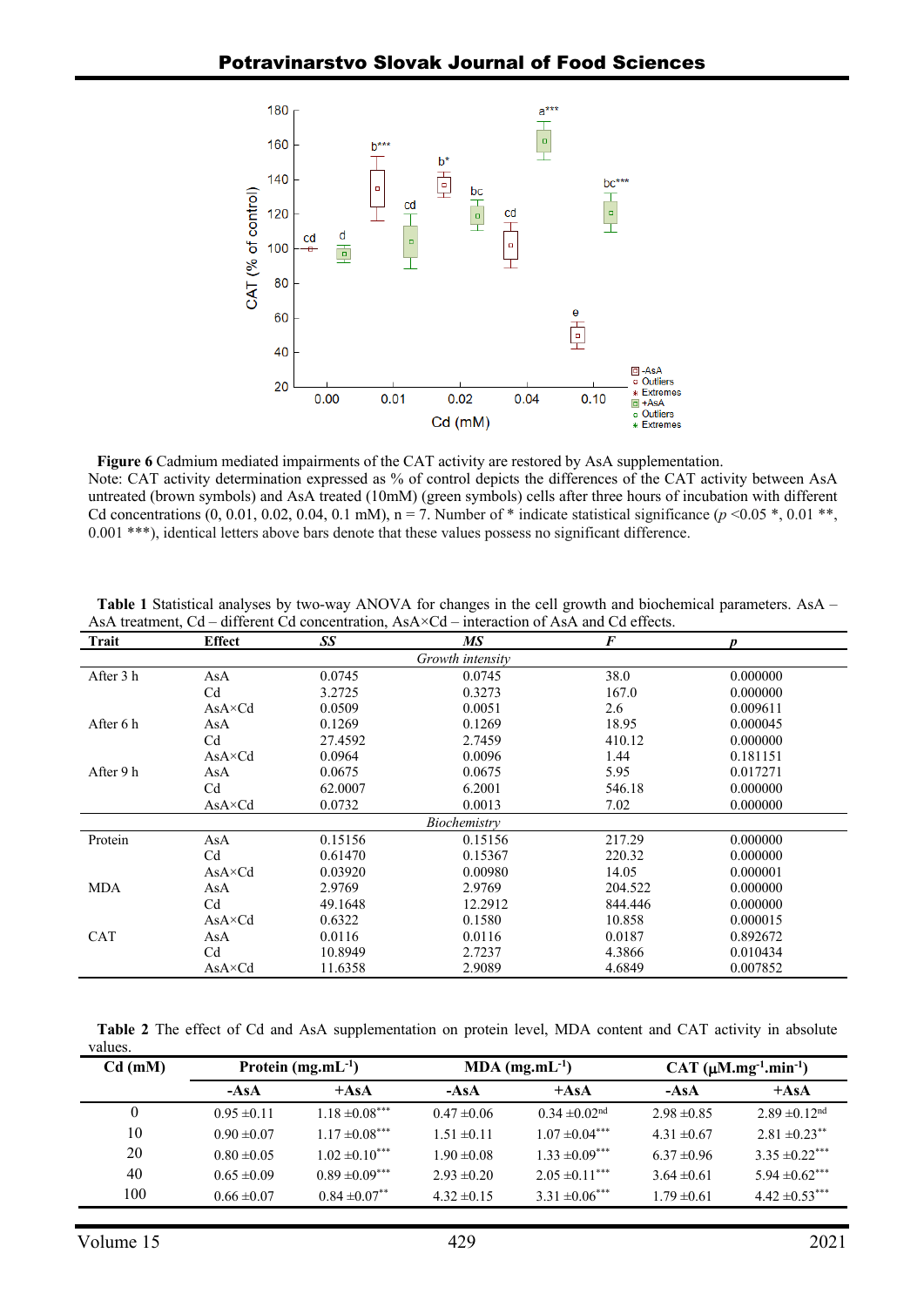**Figure 6** Cadmium mediated impairments of the CAT activity are restored by AsA supplementation.
Note: CAT activity determination expressed as % of control depicts the differences of the CAT activity between AsA untreated (brown symbols) and AsA treated (10mM) (green symbols) cells after three hours of incubation with different Cd concentrations (0, 0.01, 0.02, 0.04, 0.1 mM), n = 7. Number of * indicate statistical significance ($p$ <0.05 *, 0.01 **, 0.001 ***), identical letters above bars denote that these values possess no significant difference.

**Table 1** Statistical analyses by two-way ANOVA for changes in the cell growth and biochemical parameters. AsA – AsA treatment, Cd – different Cd concentration, AsA×Cd – interaction of AsA and Cd effects.

| Trait | Effect | *SS* | *MS* | *F* | *p* |
|---|---|---|---|---|---|
| | | | *Growth intensity* | | |
| After 3 h | AsA | 0.0745 | 0.0745 | 38.0 | 0.000000 |
| | Cd | 3.2725 | 0.3273 | 167.0 | 0.000000 |
| | AsA×Cd | 0.0509 | 0.0051 | 2.6 | 0.009611 |
| After 6 h | AsA | 0.1269 | 0.1269 | 18.95 | 0.000045 |
| | Cd | 27.4592 | 2.7459 | 410.12 | 0.000000 |
| | AsA×Cd | 0.0964 | 0.0096 | 1.44 | 0.181151 |
| After 9 h | AsA | 0.0675 | 0.0675 | 5.95 | 0.017271 |
| | Cd | 62.0007 | 6.2001 | 546.18 | 0.000000 |
| | AsA×Cd | 0.0732 | 0.0013 | 7.02 | 0.000000 |
| | | | *Biochemistry* | | |
| Protein | AsA | 0.15156 | 0.15156 | 217.29 | 0.000000 |
| | Cd | 0.61470 | 0.15367 | 220.32 | 0.000000 |
| | AsA×Cd | 0.03920 | 0.00980 | 14.05 | 0.000001 |
| MDA | AsA | 2.9769 | 2.9769 | 204.522 | 0.000000 |
| | Cd | 49.1648 | 12.2912 | 844.446 | 0.000000 |
| | AsA×Cd | 0.6322 | 0.1580 | 10.858 | 0.000015 |
| CAT | AsA | 0.0116 | 0.0116 | 0.0187 | 0.892672 |
| | Cd | 10.8949 | 2.7237 | 4.3866 | 0.010434 |
| | AsA×Cd | 11.6358 | 2.9089 | 4.6849 | 0.007852 |

**Table 2** The effect of Cd and AsA supplementation on protein level, MDA content and CAT activity in absolute values.

| Cd (mM) | Protein ($mg.mL^{-1}$) | | MDA ($mg.mL^{-1}$) | | CAT ($\mu M.mg^{-1}.min^{-1}$) | |
|---|---|---|---|---|---|---|
| | -AsA | +AsA | -AsA | +AsA | -AsA | +AsA |
| 0 | 0.95 ±0.11 | 1.18 ±0.08*** | 0.47 ±0.06 | 0.34 ±0.02nd | 2.98 ±0.85 | 2.89 ±0.12nd |
| 10 | 0.90 ±0.07 | 1.17 ±0.08*** | 1.51 ±0.11 | 1.07 ±0.04*** | 4.31 ±0.67 | 2.81 ±0.23** |
| 20 | 0.80 ±0.05 | 1.02 ±0.10*** | 1.90 ±0.08 | 1.33 ±0.09*** | 6.37 ±0.96 | 3.35 ±0.22*** |
| 40 | 0.65 ±0.09 | 0.89 ±0.09*** | 2.93 ±0.20 | 2.05 ±0.11*** | 3.64 ±0.61 | 5.94 ±0.62*** |
| 100 | 0.66 ±0.07 | 0.84 ±0.07** | 4.32 ±0.15 | 3.31 ±0.06*** | 1.79 ±0.61 | 4.42 ±0.53*** |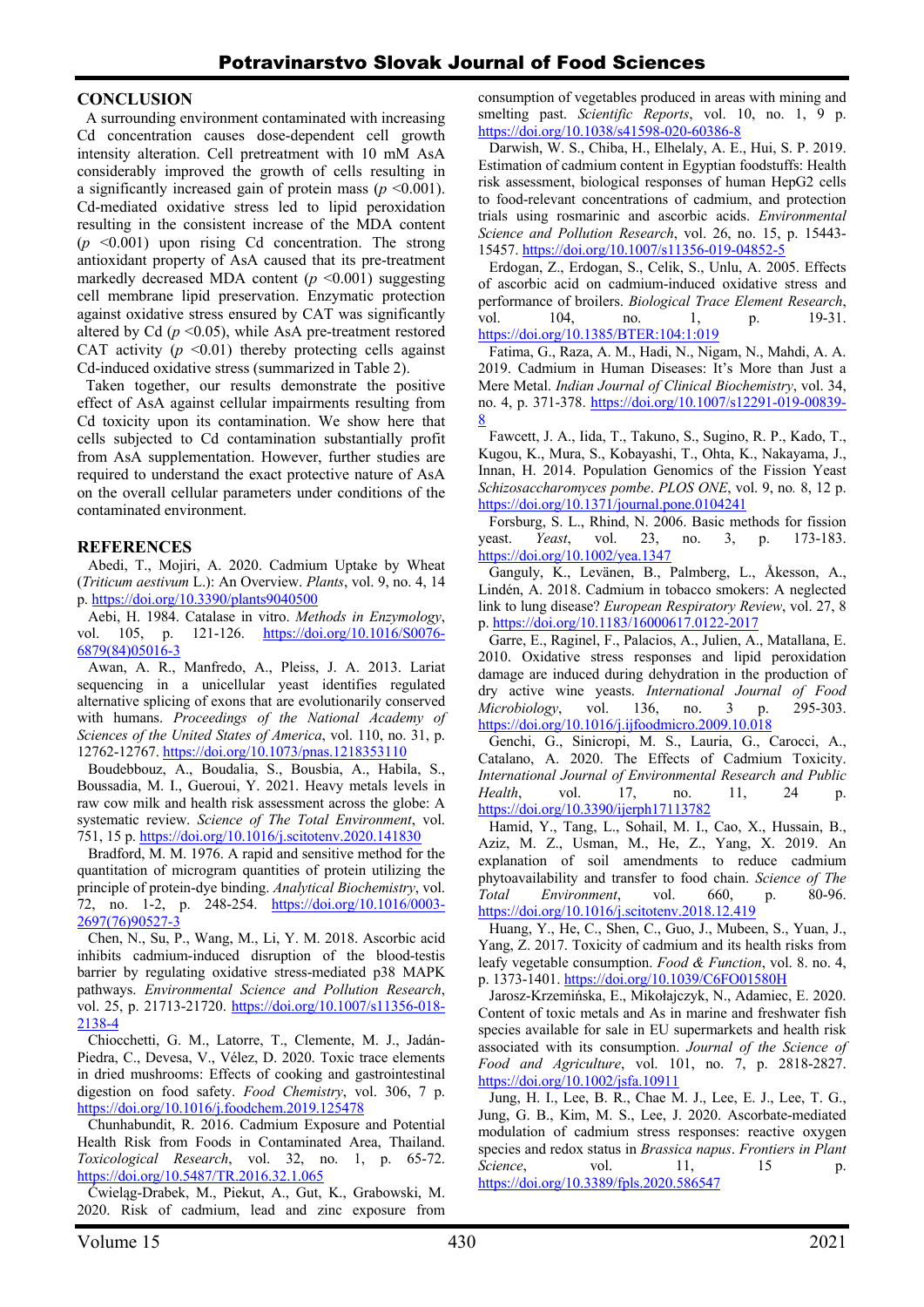## CONCLUSION

A surrounding environment contaminated with increasing Cd concentration causes dose-dependent cell growth intensity alteration. Cell pretreatment with 10 mM AsA considerably improved the growth of cells resulting in a significantly increased gain of protein mass ($p$ <0.001). Cd-mediated oxidative stress led to lipid peroxidation resulting in the consistent increase of the MDA content ($p$ <0.001) upon rising Cd concentration. The strong antioxidant property of AsA caused that its pre-treatment markedly decreased MDA content ($p$ <0.001) suggesting cell membrane lipid preservation. Enzymatic protection against oxidative stress ensured by CAT was significantly altered by Cd ($p$ <0.05), while AsA pre-treatment restored CAT activity ($p$ <0.01) thereby protecting cells against Cd-induced oxidative stress (summarized in Table 2).

Taken together, our results demonstrate the positive effect of AsA against cellular impairments resulting from Cd toxicity upon its contamination. We show here that cells subjected to Cd contamination substantially profit from AsA supplementation. However, further studies are required to understand the exact protective nature of AsA on the overall cellular parameters under conditions of the contaminated environment.

## REFERENCES

Abedi, T., Mojiri, A. 2020. Cadmium Uptake by Wheat (*Triticum aestivum* L.): An Overview. *Plants*, vol. 9, no. 4, 14 p. https://doi.org/10.3390/plants9040500

Aebi, H. 1984. Catalase in vitro. *Methods in Enzymology*, vol. 105, p. 121-126. https://doi.org/10.1016/S0076-6879(84)05016-3

Awan, A. R., Manfredo, A., Pleiss, J. A. 2013. Lariat sequencing in a unicellular yeast identifies regulated alternative splicing of exons that are evolutionarily conserved with humans. *Proceedings of the National Academy of Sciences of the United States of America*, vol. 110, no. 31, p. 12762-12767. https://doi.org/10.1073/pnas.1218353110

Boudebbouz, A., Boudalia, S., Bousbia, A., Habila, S., Boussadia, M. I., Gueroui, Y. 2021. Heavy metals levels in raw cow milk and health risk assessment across the globe: A systematic review. *Science of The Total Environment*, vol. 751, 15 p. https://doi.org/10.1016/j.scitotenv.2020.141830

Bradford, M. M. 1976. A rapid and sensitive method for the quantitation of microgram quantities of protein utilizing the principle of protein-dye binding. *Analytical Biochemistry*, vol. 72, no. 1-2, p. 248-254. https://doi.org/10.1016/0003-2697(76)90527-3

Chen, N., Su, P., Wang, M., Li, Y. M. 2018. Ascorbic acid inhibits cadmium-induced disruption of the blood-testis barrier by regulating oxidative stress-mediated p38 MAPK pathways. *Environmental Science and Pollution Research*, vol. 25, p. 21713-21720. https://doi.org/10.1007/s11356-018-2138-4

Chiocchetti, G. M., Latorre, T., Clemente, M. J., Jadán-Piedra, C., Devesa, V., Vélez, D. 2020. Toxic trace elements in dried mushrooms: Effects of cooking and gastrointestinal digestion on food safety. *Food Chemistry*, vol. 306, 7 p. https://doi.org/10.1016/j.foodchem.2019.125478

Chunhabundit, R. 2016. Cadmium Exposure and Potential Health Risk from Foods in Contaminated Area, Thailand. *Toxicological Research*, vol. 32, no. 1, p. 65-72. https://doi.org/10.5487/TR.2016.32.1.065

Ćwieląg-Drabek, M., Piekut, A., Gut, K., Grabowski, M. 2020. Risk of cadmium, lead and zinc exposure from consumption of vegetables produced in areas with mining and smelting past. *Scientific Reports*, vol. 10, no. 1, 9 p. https://doi.org/10.1038/s41598-020-60386-8

Darwish, W. S., Chiba, H., Elhelaly, A. E., Hui, S. P. 2019. Estimation of cadmium content in Egyptian foodstuffs: Health risk assessment, biological responses of human HepG2 cells to food-relevant concentrations of cadmium, and protection trials using rosmarinic and ascorbic acids. *Environmental Science and Pollution Research*, vol. 26, no. 15, p. 15443-15457. https://doi.org/10.1007/s11356-019-04852-5

Erdogan, Z., Erdogan, S., Celik, S., Unlu, A. 2005. Effects of ascorbic acid on cadmium-induced oxidative stress and performance of broilers. *Biological Trace Element Research*, vol. 104, no. 1, p. 19-31. https://doi.org/10.1385/BTER:104:1:019

Fatima, G., Raza, A. M., Hadi, N., Nigam, N., Mahdi, A. A. 2019. Cadmium in Human Diseases: It's More than Just a Mere Metal. *Indian Journal of Clinical Biochemistry*, vol. 34, no. 4, p. 371-378. https://doi.org/10.1007/s12291-019-00839-8

Fawcett, J. A., Iida, T., Takuno, S., Sugino, R. P., Kado, T., Kugou, K., Mura, S., Kobayashi, T., Ohta, K., Nakayama, J., Innan, H. 2014. Population Genomics of the Fission Yeast *Schizosaccharomyces pombe*. *PLOS ONE*, vol. 9, no. 8, 12 p. https://doi.org/10.1371/journal.pone.0104241

Forsburg, S. L., Rhind, N. 2006. Basic methods for fission yeast. *Yeast*, vol. 23, no. 3, p. 173-183. https://doi.org/10.1002/yea.1347

Ganguly, K., Levänen, B., Palmberg, L., Åkesson, A., Lindén, A. 2018. Cadmium in tobacco smokers: A neglected link to lung disease? *European Respiratory Review*, vol. 27, 8 p. https://doi.org/10.1183/16000617.0122-2017

Garre, E., Raginel, F., Palacios, A., Julien, A., Matallana, E. 2010. Oxidative stress responses and lipid peroxidation damage are induced during dehydration in the production of dry active wine yeasts. *International Journal of Food Microbiology*, vol. 136, no. 3 p. 295-303. https://doi.org/10.1016/j.ijfoodmicro.2009.10.018

Genchi, G., Sinicropi, M. S., Lauria, G., Carocci, A., Catalano, A. 2020. The Effects of Cadmium Toxicity. *International Journal of Environmental Research and Public Health*, vol. 17, no. 11, 24 p. https://doi.org/10.3390/ijerph17113782

Hamid, Y., Tang, L., Sohail, M. I., Cao, X., Hussain, B., Aziz, M. Z., Usman, M., He, Z., Yang, X. 2019. An explanation of soil amendments to reduce cadmium phytoavailability and transfer to food chain. *Science of The Total Environment*, vol. 660, p. 80-96. https://doi.org/10.1016/j.scitotenv.2018.12.419

Huang, Y., He, C., Shen, C., Guo, J., Mubeen, S., Yuan, J., Yang, Z. 2017. Toxicity of cadmium and its health risks from leafy vegetable consumption. *Food & Function*, vol. 8. no. 4, p. 1373-1401. https://doi.org/10.1039/C6FO01580H

Jarosz-Krzemińska, E., Mikołajczyk, N., Adamiec, E. 2020. Content of toxic metals and As in marine and freshwater fish species available for sale in EU supermarkets and health risk associated with its consumption. *Journal of the Science of Food and Agriculture*, vol. 101, no. 7, p. 2818-2827. https://doi.org/10.1002/jsfa.10911

Jung, H. I., Lee, B. R., Chae M. J., Lee, E. J., Lee, T. G., Jung, G. B., Kim, M. S., Lee, J. 2020. Ascorbate-mediated modulation of cadmium stress responses: reactive oxygen species and redox status in *Brassica napus*. *Frontiers in Plant Science*, vol. 11, 15 p. https://doi.org/10.3389/fpls.2020.586547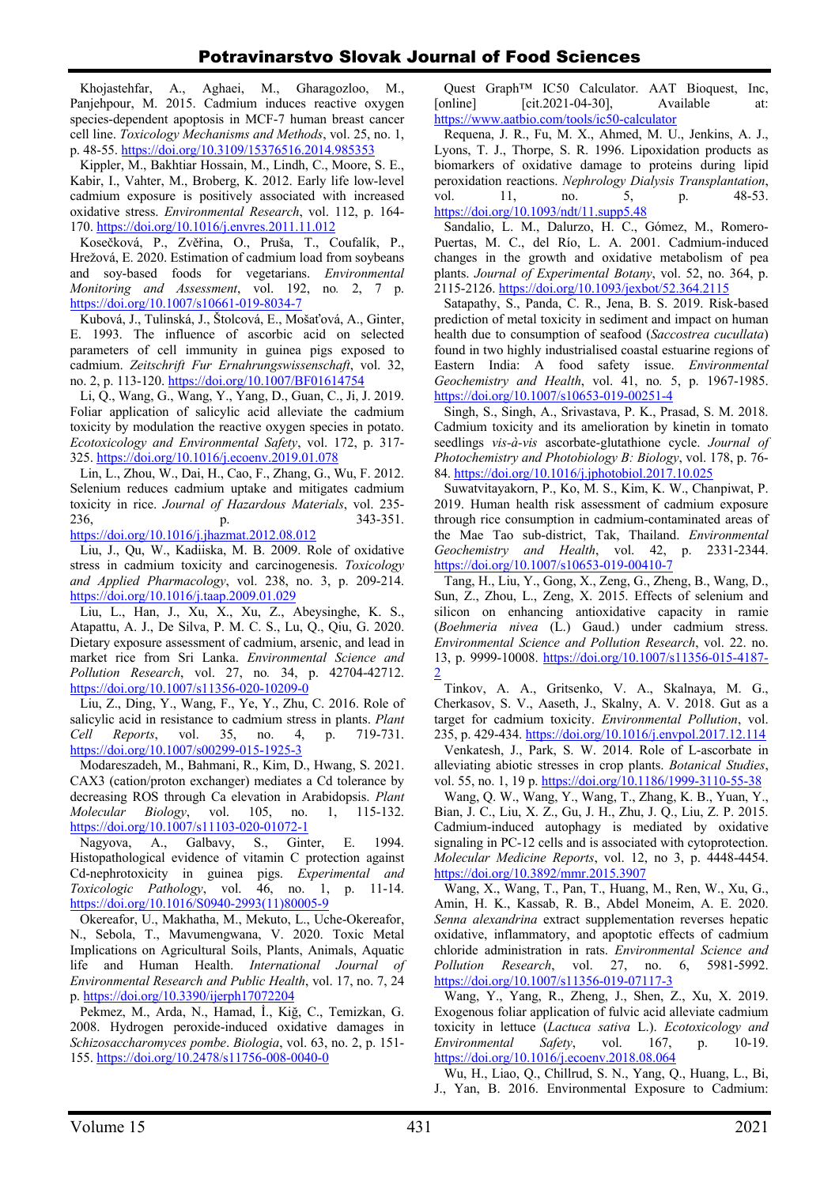Khojastehfar, A., Aghaei, M., Gharagozloo, M., Panjehpour, M. 2015. Cadmium induces reactive oxygen species-dependent apoptosis in MCF-7 human breast cancer cell line. *Toxicology Mechanisms and Methods*, vol. 25, no. 1, p. 48-55. https://doi.org/10.3109/15376516.2014.985353

Kippler, M., Bakhtiar Hossain, M., Lindh, C., Moore, S. E., Kabir, I., Vahter, M., Broberg, K. 2012. Early life low-level cadmium exposure is positively associated with increased oxidative stress. *Environmental Research*, vol. 112, p. 164-170. https://doi.org/10.1016/j.envres.2011.11.012

Kosečková, P., Zvěřina, O., Pruša, T., Coufalík, P., Hrežová, E. 2020. Estimation of cadmium load from soybeans and soy-based foods for vegetarians. *Environmental Monitoring and Assessment*, vol. 192, no. 2, 7 p. https://doi.org/10.1007/s10661-019-8034-7

Kubová, J., Tulinská, J., Štolcová, E., Mošaťová, A., Ginter, E. 1993. The influence of ascorbic acid on selected parameters of cell immunity in guinea pigs exposed to cadmium. *Zeitschrift Fur Ernahrungswissenschaft*, vol. 32, no. 2, p. 113-120. https://doi.org/10.1007/BF01614754

Li, Q., Wang, G., Wang, Y., Yang, D., Guan, C., Ji, J. 2019. Foliar application of salicylic acid alleviate the cadmium toxicity by modulation the reactive oxygen species in potato. *Ecotoxicology and Environmental Safety*, vol. 172, p. 317-325. https://doi.org/10.1016/j.ecoenv.2019.01.078

Lin, L., Zhou, W., Dai, H., Cao, F., Zhang, G., Wu, F. 2012. Selenium reduces cadmium uptake and mitigates cadmium toxicity in rice. *Journal of Hazardous Materials*, vol. 235-236, p. 343-351. https://doi.org/10.1016/j.jhazmat.2012.08.012

Liu, J., Qu, W., Kadiiska, M. B. 2009. Role of oxidative stress in cadmium toxicity and carcinogenesis. *Toxicology and Applied Pharmacology*, vol. 238, no. 3, p. 209-214. https://doi.org/10.1016/j.taap.2009.01.029

Liu, L., Han, J., Xu, X., Xu, Z., Abeysinghe, K. S., Atapattu, A. J., De Silva, P. M. C. S., Lu, Q., Qiu, G. 2020. Dietary exposure assessment of cadmium, arsenic, and lead in market rice from Sri Lanka. *Environmental Science and Pollution Research*, vol. 27, no. 34, p. 42704-42712. https://doi.org/10.1007/s11356-020-10209-0

Liu, Z., Ding, Y., Wang, F., Ye, Y., Zhu, C. 2016. Role of salicylic acid in resistance to cadmium stress in plants. *Plant Cell Reports*, vol. 35, no. 4, p. 719-731. https://doi.org/10.1007/s00299-015-1925-3

Modareszadeh, M., Bahmani, R., Kim, D., Hwang, S. 2021. CAX3 (cation/proton exchanger) mediates a Cd tolerance by decreasing ROS through Ca elevation in Arabidopsis. *Plant Molecular Biology*, vol. 105, no. 1, 115-132. https://doi.org/10.1007/s11103-020-01072-1

Nagyova, A., Galbavy, S., Ginter, E. 1994. Histopathological evidence of vitamin C protection against Cd-nephrotoxicity in guinea pigs. *Experimental and Toxicologic Pathology*, vol. 46, no. 1, p. 11-14. https://doi.org/10.1016/S0940-2993(11)80005-9

Okereafor, U., Makhatha, M., Mekuto, L., Uche-Okereafor, N., Sebola, T., Mavumengwana, V. 2020. Toxic Metal Implications on Agricultural Soils, Plants, Animals, Aquatic life and Human Health. *International Journal of Environmental Research and Public Health*, vol. 17, no. 7, 24 p. https://doi.org/10.3390/ijerph17072204

Pekmez, M., Arda, N., Hamad, İ., Kiğ, C., Temizkan, G. 2008. Hydrogen peroxide-induced oxidative damages in *Schizosaccharomyces pombe*. *Biologia*, vol. 63, no. 2, p. 151-155. https://doi.org/10.2478/s11756-008-0040-0

Quest Graph™ IC50 Calculator. AAT Bioquest, Inc, [online] [cit.2021-04-30], Available at: https://www.aatbio.com/tools/ic50-calculator

Requena, J. R., Fu, M. X., Ahmed, M. U., Jenkins, A. J., Lyons, T. J., Thorpe, S. R. 1996. Lipoxidation products as biomarkers of oxidative damage to proteins during lipid peroxidation reactions. *Nephrology Dialysis Transplantation*, vol. 11, no. 5, p. 48-53. https://doi.org/10.1093/ndt/11.supp5.48

Sandalio, L. M., Dalurzo, H. C., Gómez, M., Romero-Puertas, M. C., del Río, L. A. 2001. Cadmium-induced changes in the growth and oxidative metabolism of pea plants. *Journal of Experimental Botany*, vol. 52, no. 364, p. 2115-2126. https://doi.org/10.1093/jexbot/52.364.2115

Satapathy, S., Panda, C. R., Jena, B. S. 2019. Risk-based prediction of metal toxicity in sediment and impact on human health due to consumption of seafood (*Saccostrea cucullata*) found in two highly industrialised coastal estuarine regions of Eastern India: A food safety issue. *Environmental Geochemistry and Health*, vol. 41, no. 5, p. 1967-1985. https://doi.org/10.1007/s10653-019-00251-4

Singh, S., Singh, A., Srivastava, P. K., Prasad, S. M. 2018. Cadmium toxicity and its amelioration by kinetin in tomato seedlings *vis-à-vis* ascorbate-glutathione cycle. *Journal of Photochemistry and Photobiology B: Biology*, vol. 178, p. 76-84. https://doi.org/10.1016/j.jphotobiol.2017.10.025

Suwatvitayakorn, P., Ko, M. S., Kim, K. W., Chanpiwat, P. 2019. Human health risk assessment of cadmium exposure through rice consumption in cadmium-contaminated areas of the Mae Tao sub-district, Tak, Thailand. *Environmental Geochemistry and Health*, vol. 42, p. 2331-2344. https://doi.org/10.1007/s10653-019-00410-7

Tang, H., Liu, Y., Gong, X., Zeng, G., Zheng, B., Wang, D., Sun, Z., Zhou, L., Zeng, X. 2015. Effects of selenium and silicon on enhancing antioxidative capacity in ramie (*Boehmeria nivea* (L.) Gaud.) under cadmium stress. *Environmental Science and Pollution Research*, vol. 22. no. 13, p. 9999-10008. https://doi.org/10.1007/s11356-015-4187-2

Tinkov, A. A., Gritsenko, V. A., Skalnaya, M. G., Cherkasov, S. V., Aaseth, J., Skalny, A. V. 2018. Gut as a target for cadmium toxicity. *Environmental Pollution*, vol. 235, p. 429-434. https://doi.org/10.1016/j.envpol.2017.12.114

Venkatesh, J., Park, S. W. 2014. Role of L-ascorbate in alleviating abiotic stresses in crop plants. *Botanical Studies*, vol. 55, no. 1, 19 p. https://doi.org/10.1186/1999-3110-55-38

Wang, Q. W., Wang, Y., Wang, T., Zhang, K. B., Yuan, Y., Bian, J. C., Liu, X. Z., Gu, J. H., Zhu, J. Q., Liu, Z. P. 2015. Cadmium-induced autophagy is mediated by oxidative signaling in PC-12 cells and is associated with cytoprotection. *Molecular Medicine Reports*, vol. 12, no 3, p. 4448-4454. https://doi.org/10.3892/mmr.2015.3907

Wang, X., Wang, T., Pan, T., Huang, M., Ren, W., Xu, G., Amin, H. K., Kassab, R. B., Abdel Moneim, A. E. 2020. *Senna alexandrina* extract supplementation reverses hepatic oxidative, inflammatory, and apoptotic effects of cadmium chloride administration in rats. *Environmental Science and Pollution Research*, vol. 27, no. 6, 5981-5992. https://doi.org/10.1007/s11356-019-07117-3

Wang, Y., Yang, R., Zheng, J., Shen, Z., Xu, X. 2019. Exogenous foliar application of fulvic acid alleviate cadmium toxicity in lettuce (*Lactuca sativa* L.). *Ecotoxicology and Environmental Safety*, vol. 167, p. 10-19. https://doi.org/10.1016/j.ecoenv.2018.08.064

Wu, H., Liao, Q., Chillrud, S. N., Yang, Q., Huang, L., Bi, J., Yan, B. 2016. Environmental Exposure to Cadmium: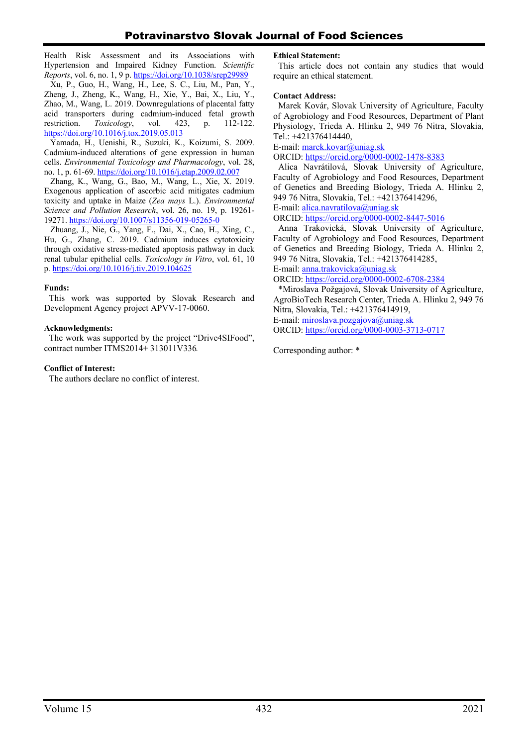Health Risk Assessment and its Associations with Hypertension and Impaired Kidney Function. *Scientific Reports*, vol. 6, no. 1, 9 p. https://doi.org/10.1038/srep29989

Xu, P., Guo, H., Wang, H., Lee, S. C., Liu, M., Pan, Y., Zheng, J., Zheng, K., Wang, H., Xie, Y., Bai, X., Liu, Y., Zhao, M., Wang, L. 2019. Downregulations of placental fatty acid transporters during cadmium-induced fetal growth restriction. *Toxicology*, vol. 423, p. 112-122. https://doi.org/10.1016/j.tox.2019.05.013

Yamada, H., Uenishi, R., Suzuki, K., Koizumi, S. 2009. Cadmium-induced alterations of gene expression in human cells. *Environmental Toxicology and Pharmacology*, vol. 28, no. 1, p. 61-69. https://doi.org/10.1016/j.etap.2009.02.007

Zhang, K., Wang, G., Bao, M., Wang, L., Xie, X. 2019. Exogenous application of ascorbic acid mitigates cadmium toxicity and uptake in Maize (*Zea mays* L.). *Environmental Science and Pollution Research*, vol. 26, no. 19, p. 19261-19271. https://doi.org/10.1007/s11356-019-05265-0

Zhuang, J., Nie, G., Yang, F., Dai, X., Cao, H., Xing, C., Hu, G., Zhang, C. 2019. Cadmium induces cytotoxicity through oxidative stress-mediated apoptosis pathway in duck renal tubular epithelial cells. *Toxicology in Vitro*, vol. 61, 10 p. https://doi.org/10.1016/j.tiv.2019.104625

**Funds:**

This work was supported by Slovak Research and Development Agency project APVV-17-0060.

**Acknowledgments:**

The work was supported by the project "Drive4SIFood", contract number ITMS2014+ 313011V336.

**Conflict of Interest:**

The authors declare no conflict of interest.

**Ethical Statement:**

This article does not contain any studies that would require an ethical statement.

**Contact Address:**

Marek Kovár, Slovak University of Agriculture, Faculty of Agrobiology and Food Resources, Department of Plant Physiology, Trieda A. Hlinku 2, 949 76 Nitra, Slovakia, Tel.: +421376414440,
E-mail: marek.kovar@uniag.sk
ORCID: https://orcid.org/0000-0002-1478-8383

Alica Navrátilová, Slovak University of Agriculture, Faculty of Agrobiology and Food Resources, Department of Genetics and Breeding Biology, Trieda A. Hlinku 2, 949 76 Nitra, Slovakia, Tel.: +421376414296,
E-mail: alica.navratilova@uniag.sk
ORCID: https://orcid.org/0000-0002-8447-5016

Anna Trakovická, Slovak University of Agriculture, Faculty of Agrobiology and Food Resources, Department of Genetics and Breeding Biology, Trieda A. Hlinku 2, 949 76 Nitra, Slovakia, Tel.: +421376414285,
E-mail: anna.trakovicka@uniag.sk
ORCID: https://orcid.org/0000-0002-6708-2384

*Miroslava Požgajová, Slovak University of Agriculture, AgroBioTech Research Center, Trieda A. Hlinku 2, 949 76 Nitra, Slovakia, Tel.: +421376414919,
E-mail: miroslava.pozgajova@uniag.sk
ORCID: https://orcid.org/0000-0003-3713-0717

Corresponding author: *